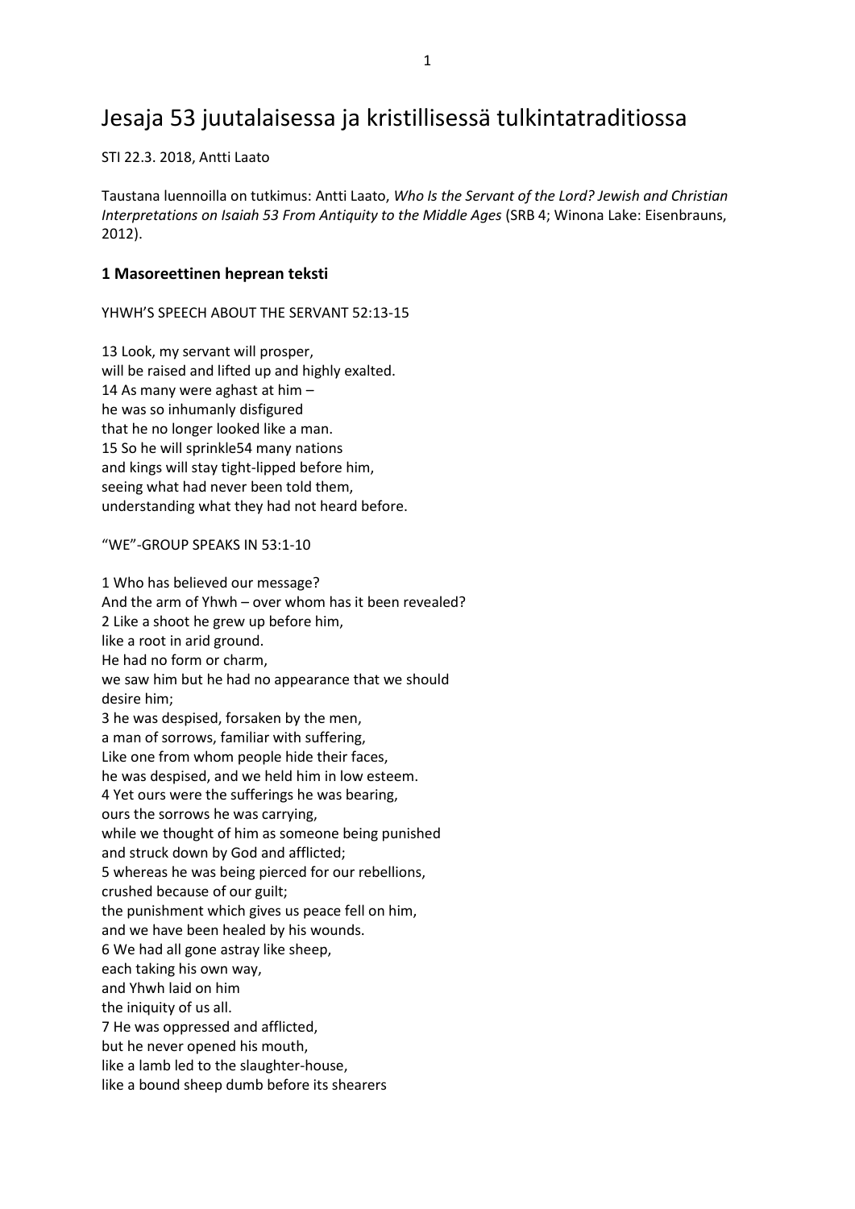# Jesaja 53 juutalaisessa ja kristillisessä tulkintatraditiossa

STI 22.3. 2018, Antti Laato

Taustana luennoilla on tutkimus: Antti Laato, *Who Is the Servant of the Lord? Jewish and Christian Interpretations on Isaiah 53 From Antiquity to the Middle Ages* (SRB 4; Winona Lake: Eisenbrauns, 2012).

### 1 Masoreettinen heprean teksti

YHWH'S SPEECH ABOUT THE SERVANT 52:13-15

13 Look, my servant will prosper,
will be raised and lifted up and highly exalted.
14 As many were aghast at him –
he was so inhumanly disfigured
that he no longer looked like a man.
15 So he will sprinkle54 many nations
and kings will stay tight-lipped before him,
seeing what had never been told them,
understanding what they had not heard before.

"WE"-GROUP SPEAKS IN 53:1-10

1 Who has believed our message?
And the arm of Yhwh – over whom has it been revealed?
2 Like a shoot he grew up before him,
like a root in arid ground.
He had no form or charm,
we saw him but he had no appearance that we should
desire him;
3 he was despised, forsaken by the men,
a man of sorrows, familiar with suffering,
Like one from whom people hide their faces,
he was despised, and we held him in low esteem.
4 Yet ours were the sufferings he was bearing,
ours the sorrows he was carrying,
while we thought of him as someone being punished
and struck down by God and afflicted;
5 whereas he was being pierced for our rebellions,
crushed because of our guilt;
the punishment which gives us peace fell on him,
and we have been healed by his wounds.
6 We had all gone astray like sheep,
each taking his own way,
and Yhwh laid on him
the iniquity of us all.
7 He was oppressed and afflicted,
but he never opened his mouth,
like a lamb led to the slaughter-house,
like a bound sheep dumb before its shearers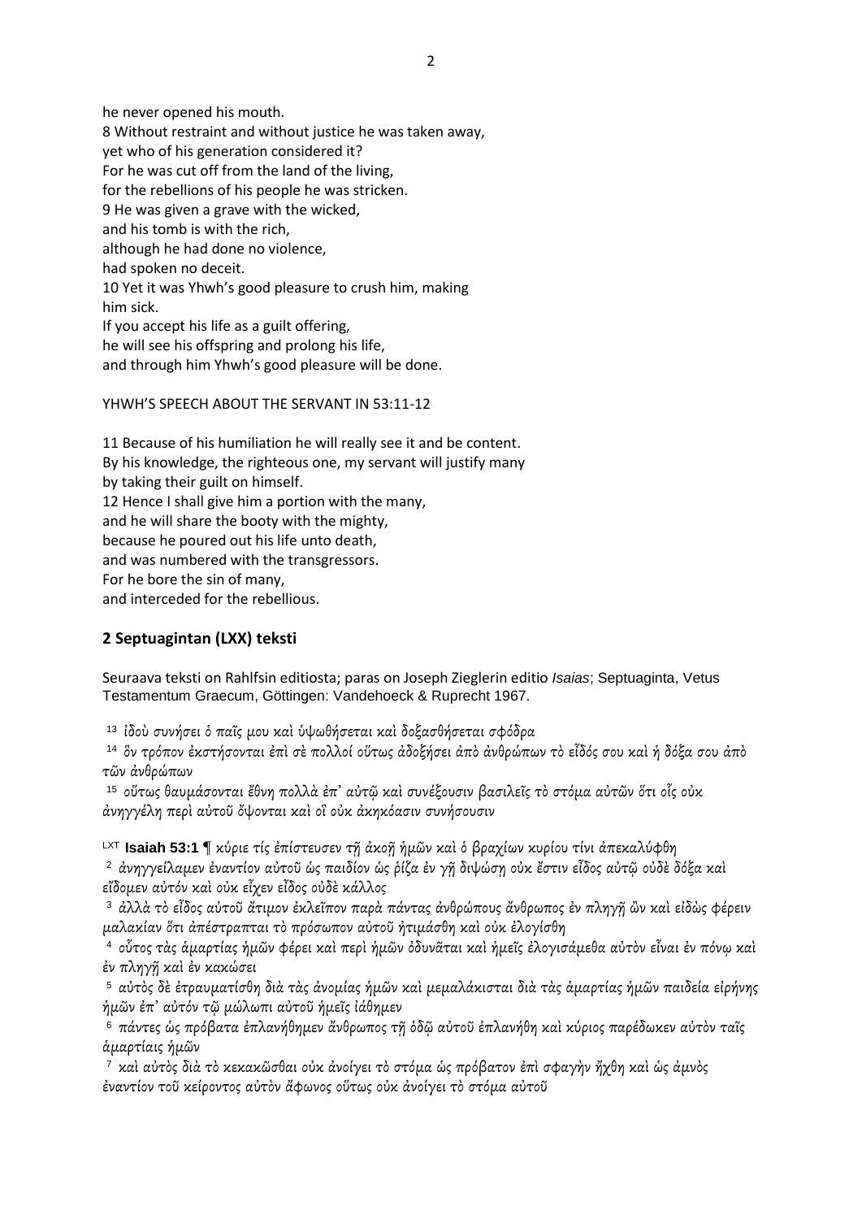he never opened his mouth.
8 Without restraint and without justice he was taken away,
yet who of his generation considered it?
For he was cut off from the land of the living,
for the rebellions of his people he was stricken.
9 He was given a grave with the wicked,
and his tomb is with the rich,
although he had done no violence,
had spoken no deceit.
10 Yet it was Yhwh's good pleasure to crush him, making him sick.
If you accept his life as a guilt offering,
he will see his offspring and prolong his life,
and through him Yhwh's good pleasure will be done.

YHWH'S SPEECH ABOUT THE SERVANT IN 53:11-12

11 Because of his humiliation he will really see it and be content.
By his knowledge, the righteous one, my servant will justify many
by taking their guilt on himself.
12 Hence I shall give him a portion with the many,
and he will share the booty with the mighty,
because he poured out his life unto death,
and was numbered with the transgressors.
For he bore the sin of many,
and interceded for the rebellious.

## 2 Septuagintan (LXX) teksti

Seuraava teksti on Rahlfsin editiosta; paras on Joseph Zieglerin editio *Isaias*; Septuaginta, Vetus Testamentum Graecum, Göttingen: Vandehoeck & Ruprecht 1967.

13 ἰδοὺ συνήσει ὁ παῖς μου καὶ ὑψωθήσεται καὶ δοξασθήσεται σφόδρα

14 ὃν τρόπον ἐκστήσονται ἐπὶ σὲ πολλοί οὕτως ἀδοξήσει ἀπὸ ἀνθρώπων τὸ εἶδός σου καὶ ἡ δόξα σου ἀπὸ τῶν ἀνθρώπων

15 οὕτως θαυμάσονται ἔθνη πολλὰ ἐπ᾽ αὐτῷ καὶ συνέξουσιν βασιλεῖς τὸ στόμα αὐτῶν ὅτι οἷς οὐκ ἀνηγγέλη περὶ αὐτοῦ ὄψονται καὶ οἳ οὐκ ἀκηκόασιν συνήσουσιν

LXT **Isaiah 53:1** ¶ κύριε τίς ἐπίστευσεν τῇ ἀκοῇ ἡμῶν καὶ ὁ βραχίων κυρίου τίνι ἀπεκαλύφθη

2 ἀνηγγείλαμεν ἐναντίον αὐτοῦ ὡς παιδίον ὡς ῥίζα ἐν γῇ διψώσῃ οὐκ ἔστιν εἶδος αὐτῷ οὐδὲ δόξα καὶ εἴδομεν αὐτόν καὶ οὐκ εἶχεν εἶδος οὐδὲ κάλλος

3 ἀλλὰ τὸ εἶδος αὐτοῦ ἄτιμον ἐκλεῖπον παρὰ πάντας ἀνθρώπους ἄνθρωπος ἐν πληγῇ ὢν καὶ εἰδὼς φέρειν μαλακίαν ὅτι ἀπέστραπται τὸ πρόσωπον αὐτοῦ ἠτιμάσθη καὶ οὐκ ἐλογίσθη

4 οὗτος τὰς ἁμαρτίας ἡμῶν φέρει καὶ περὶ ἡμῶν ὀδυνᾶται καὶ ἡμεῖς ἐλογισάμεθα αὐτὸν εἶναι ἐν πόνῳ καὶ ἐν πληγῇ καὶ ἐν κακώσει

5 αὐτὸς δὲ ἐτραυματίσθη διὰ τὰς ἀνομίας ἡμῶν καὶ μεμαλάκισται διὰ τὰς ἁμαρτίας ἡμῶν παιδεία εἰρήνης ἡμῶν ἐπ᾽ αὐτόν τῷ μώλωπι αὐτοῦ ἡμεῖς ἰάθημεν

6 πάντες ὡς πρόβατα ἐπλανήθημεν ἄνθρωπος τῇ ὁδῷ αὐτοῦ ἐπλανήθη καὶ κύριος παρέδωκεν αὐτὸν ταῖς ἁμαρτίαις ἡμῶν

7 καὶ αὐτὸς διὰ τὸ κεκακῶσθαι οὐκ ἀνοίγει τὸ στόμα ὡς πρόβατον ἐπὶ σφαγὴν ἤχθη καὶ ὡς ἀμνὸς ἐναντίον τοῦ κείροντος αὐτὸν ἄφωνος οὕτως οὐκ ἀνοίγει τὸ στόμα αὐτοῦ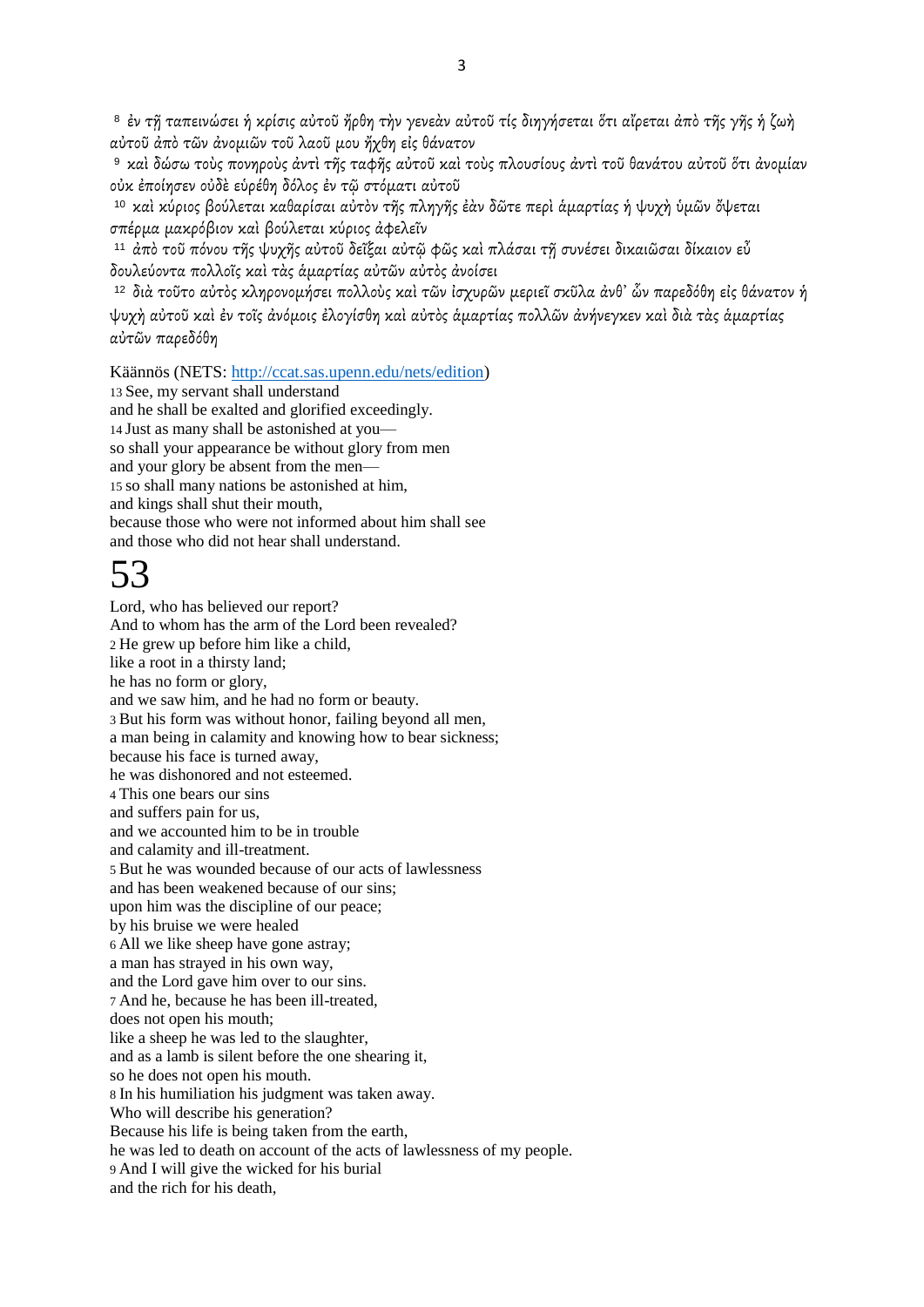[8] ἐν τῇ ταπεινώσει ἡ κρίσις αὐτοῦ ἤρθη τὴν γενεὰν αὐτοῦ τίς διηγήσεται ὅτι αἴρεται ἀπὸ τῆς γῆς ἡ ζωὴ αὐτοῦ ἀπὸ τῶν ἀνομιῶν τοῦ λαοῦ μου ἤχθη εἰς θάνατον

[9] καὶ δώσω τοὺς πονηροὺς ἀντὶ τῆς ταφῆς αὐτοῦ καὶ τοὺς πλουσίους ἀντὶ τοῦ θανάτου αὐτοῦ ὅτι ἀνομίαν οὐκ ἐποίησεν οὐδὲ εὑρέθη δόλος ἐν τῷ στόματι αὐτοῦ

[10] καὶ κύριος βούλεται καθαρίσαι αὐτὸν τῆς πληγῆς ἐὰν δῶτε περὶ ἁμαρτίας ἡ ψυχὴ ὑμῶν ὄψεται σπέρμα μακρόβιον καὶ βούλεται κύριος ἀφελεῖν

[11] ἀπὸ τοῦ πόνου τῆς ψυχῆς αὐτοῦ δεῖξαι αὐτῷ φῶς καὶ πλάσαι τῇ συνέσει δικαιῶσαι δίκαιον εὖ δουλεύοντα πολλοῖς καὶ τὰς ἁμαρτίας αὐτῶν αὐτὸς ἀνοίσει

[12] διὰ τοῦτο αὐτὸς κληρονομήσει πολλοὺς καὶ τῶν ἰσχυρῶν μεριεῖ σκῦλα ἀνθ᾽ ὧν παρεδόθη εἰς θάνατον ἡ ψυχὴ αὐτοῦ καὶ ἐν τοῖς ἀνόμοις ἐλογίσθη καὶ αὐτὸς ἁμαρτίας πολλῶν ἀνήνεγκεν καὶ διὰ τὰς ἁμαρτίας αὐτῶν παρεδόθη

Käännös (NETS: [http://ccat.sas.upenn.edu/nets/edition](http://ccat.sas.upenn.edu/nets/edition))

13 See, my servant shall understand
and he shall be exalted and glorified exceedingly.
14 Just as many shall be astonished at you—
so shall your appearance be without glory from men
and your glory be absent from the men—
15 so shall many nations be astonished at him,
and kings shall shut their mouth,
because those who were not informed about him shall see
and those who did not hear shall understand.

# 53

Lord, who has believed our report?
And to whom has the arm of the Lord been revealed?
2 He grew up before him like a child,
like a root in a thirsty land;
he has no form or glory,
and we saw him, and he had no form or beauty.
3 But his form was without honor, failing beyond all men,
a man being in calamity and knowing how to bear sickness;
because his face is turned away,
he was dishonored and not esteemed.
4 This one bears our sins
and suffers pain for us,
and we accounted him to be in trouble
and calamity and ill-treatment.
5 But he was wounded because of our acts of lawlessness
and has been weakened because of our sins;
upon him was the discipline of our peace;
by his bruise we were healed
6 All we like sheep have gone astray;
a man has strayed in his own way,
and the Lord gave him over to our sins.
7 And he, because he has been ill-treated,
does not open his mouth;
like a sheep he was led to the slaughter,
and as a lamb is silent before the one shearing it,
so he does not open his mouth.
8 In his humiliation his judgment was taken away.
Who will describe his generation?
Because his life is being taken from the earth,
he was led to death on account of the acts of lawlessness of my people.
9 And I will give the wicked for his burial
and the rich for his death,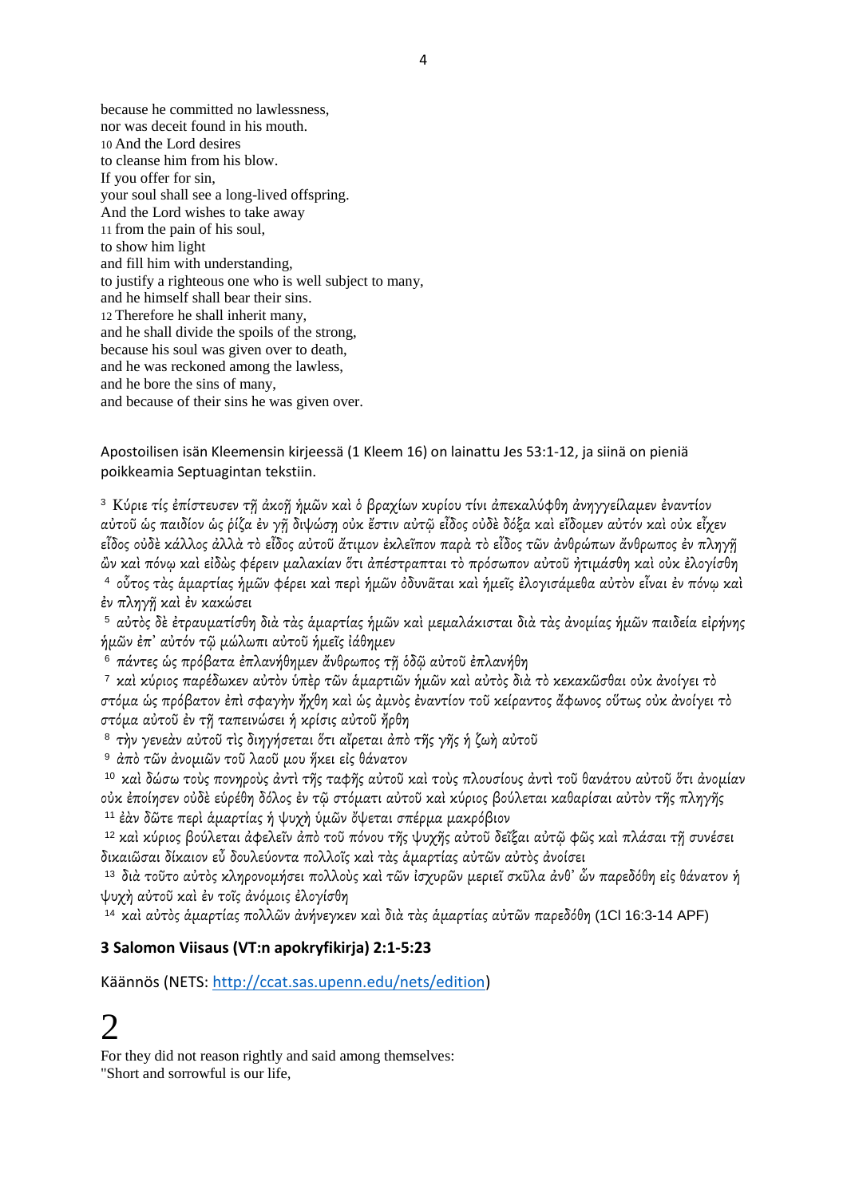because he committed no lawlessness,
nor was deceit found in his mouth.
10 And the Lord desires
to cleanse him from his blow.
If you offer for sin,
your soul shall see a long-lived offspring.
And the Lord wishes to take away
11 from the pain of his soul,
to show him light
and fill him with understanding,
to justify a righteous one who is well subject to many,
and he himself shall bear their sins.
12 Therefore he shall inherit many,
and he shall divide the spoils of the strong,
because his soul was given over to death,
and he was reckoned among the lawless,
and he bore the sins of many,
and because of their sins he was given over.

Apostoilisen isän Kleemensin kirjeessä (1 Kleem 16) on lainattu Jes 53:1-12, ja siinä on pieniä poikkeamia Septuagintan tekstiin.

3 Κύριε τίς ἐπίστευσεν τῇ ἀκοῇ ἡμῶν καὶ ὁ βραχίων κυρίου τίνι ἀπεκαλύφθη ἀνηγγείλαμεν ἐναντίον αὐτοῦ ὡς παιδίον ὡς ῥίζα ἐν γῇ διψώσῃ οὐκ ἔστιν αὐτῷ εἶδος οὐδὲ δόξα καὶ εἴδομεν αὐτόν καὶ οὐκ εἶχεν εἶδος οὐδὲ κάλλος ἀλλὰ τὸ εἶδος αὐτοῦ ἄτιμον ἐκλεῖπον παρὰ τὸ εἶδος τῶν ἀνθρώπων ἄνθρωπος ἐν πληγῇ ὢν καὶ πόνῳ καὶ εἰδὼς φέρειν μαλακίαν ὅτι ἀπέστραπται τὸ πρόσωπον αὐτοῦ ἠτιμάσθη καὶ οὐκ ἐλογίσθη
4 οὗτος τὰς ἁμαρτίας ἡμῶν φέρει καὶ περὶ ἡμῶν ὀδυνᾶται καὶ ἡμεῖς ἐλογισάμεθα αὐτὸν εἶναι ἐν πόνῳ καὶ ἐν πληγῇ καὶ ἐν κακώσει
5 αὐτὸς δὲ ἐτραυματίσθη διὰ τὰς ἁμαρτίας ἡμῶν καὶ μεμαλάκισται διὰ τὰς ἀνομίας ἡμῶν παιδεία εἰρήνης ἡμῶν ἐπ᾽ αὐτόν τῷ μώλωπι αὐτοῦ ἡμεῖς ἰάθημεν
6 πάντες ὡς πρόβατα ἐπλανήθημεν ἄνθρωπος τῇ ὁδῷ αὐτοῦ ἐπλανήθη
7 καὶ κύριος παρέδωκεν αὐτὸν ὑπὲρ τῶν ἁμαρτιῶν ἡμῶν καὶ αὐτὸς διὰ τὸ κεκακῶσθαι οὐκ ἀνοίγει τὸ στόμα ὡς πρόβατον ἐπὶ σφαγὴν ἤχθη καὶ ὡς ἀμνὸς ἐναντίον τοῦ κείραντος ἄφωνος οὕτως οὐκ ἀνοίγει τὸ στόμα αὐτοῦ ἐν τῇ ταπεινώσει ἡ κρίσις αὐτοῦ ἤρθη
8 τὴν γενεὰν αὐτοῦ τὶς διηγήσεται ὅτι αἴρεται ἀπὸ τῆς γῆς ἡ ζωὴ αὐτοῦ
9 ἀπὸ τῶν ἀνομιῶν τοῦ λαοῦ μου ἥκει εἰς θάνατον
10 καὶ δώσω τοὺς πονηροὺς ἀντὶ τῆς ταφῆς αὐτοῦ καὶ τοὺς πλουσίους ἀντὶ τοῦ θανάτου αὐτοῦ ὅτι ἀνομίαν οὐκ ἐποίησεν οὐδὲ εὑρέθη δόλος ἐν τῷ στόματι αὐτοῦ καὶ κύριος βούλεται καθαρίσαι αὐτὸν τῆς πληγῆς
11 ἐὰν δῶτε περὶ ἁμαρτίας ἡ ψυχὴ ὑμῶν ὄψεται σπέρμα μακρόβιον
12 καὶ κύριος βούλεται ἀφελεῖν ἀπὸ τοῦ πόνου τῆς ψυχῆς αὐτοῦ δεῖξαι αὐτῷ φῶς καὶ πλάσαι τῇ συνέσει δικαιῶσαι δίκαιον εὖ δουλεύοντα πολλοῖς καὶ τὰς ἁμαρτίας αὐτῶν αὐτὸς ἀνοίσει
13 διὰ τοῦτο αὐτὸς κληρονομήσει πολλοὺς καὶ τῶν ἰσχυρῶν μεριεῖ σκῦλα ἀνθ᾽ ὧν παρεδόθη εἰς θάνατον ἡ ψυχὴ αὐτοῦ καὶ ἐν τοῖς ἀνόμοις ἐλογίσθη
14 καὶ αὐτὸς ἁμαρτίας πολλῶν ἀνήνεγκεν καὶ διὰ τὰς ἁμαρτίας αὐτῶν παρεδόθη (1Cl 16:3-14 APF)

### 3 Salomon Viisaus (VT:n apokryfikirja) 2:1-5:23

Käännös (NETS: http://ccat.sas.upenn.edu/nets/edition)

# 2

For they did not reason rightly and said among themselves:
"Short and sorrowful is our life,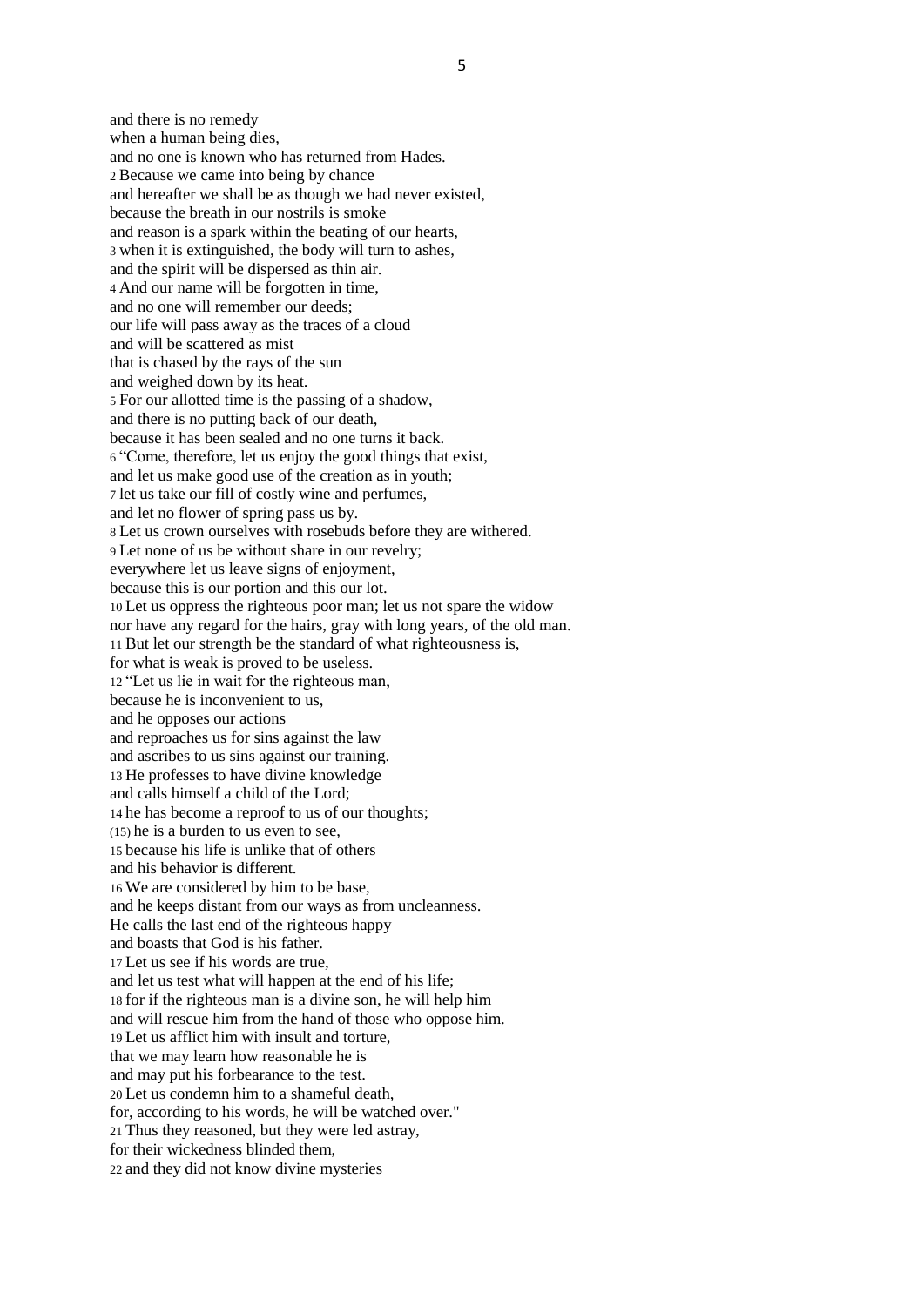and there is no remedy
when a human being dies,
and no one is known who has returned from Hades.
2 Because we came into being by chance
and hereafter we shall be as though we had never existed,
because the breath in our nostrils is smoke
and reason is a spark within the beating of our hearts,
3 when it is extinguished, the body will turn to ashes,
and the spirit will be dispersed as thin air.
4 And our name will be forgotten in time,
and no one will remember our deeds;
our life will pass away as the traces of a cloud
and will be scattered as mist
that is chased by the rays of the sun
and weighed down by its heat.
5 For our allotted time is the passing of a shadow,
and there is no putting back of our death,
because it has been sealed and no one turns it back.
6 "Come, therefore, let us enjoy the good things that exist,
and let us make good use of the creation as in youth;
7 let us take our fill of costly wine and perfumes,
and let no flower of spring pass us by.
8 Let us crown ourselves with rosebuds before they are withered.
9 Let none of us be without share in our revelry;
everywhere let us leave signs of enjoyment,
because this is our portion and this our lot.
10 Let us oppress the righteous poor man; let us not spare the widow
nor have any regard for the hairs, gray with long years, of the old man.
11 But let our strength be the standard of what righteousness is,
for what is weak is proved to be useless.
12 "Let us lie in wait for the righteous man,
because he is inconvenient to us,
and he opposes our actions
and reproaches us for sins against the law
and ascribes to us sins against our training.
13 He professes to have divine knowledge
and calls himself a child of the Lord;
14 he has become a reproof to us of our thoughts;
(15) he is a burden to us even to see,
15 because his life is unlike that of others
and his behavior is different.
16 We are considered by him to be base,
and he keeps distant from our ways as from uncleanness.
He calls the last end of the righteous happy
and boasts that God is his father.
17 Let us see if his words are true,
and let us test what will happen at the end of his life;
18 for if the righteous man is a divine son, he will help him
and will rescue him from the hand of those who oppose him.
19 Let us afflict him with insult and torture,
that we may learn how reasonable he is
and may put his forbearance to the test.
20 Let us condemn him to a shameful death,
for, according to his words, he will be watched over."
21 Thus they reasoned, but they were led astray,
for their wickedness blinded them,
22 and they did not know divine mysteries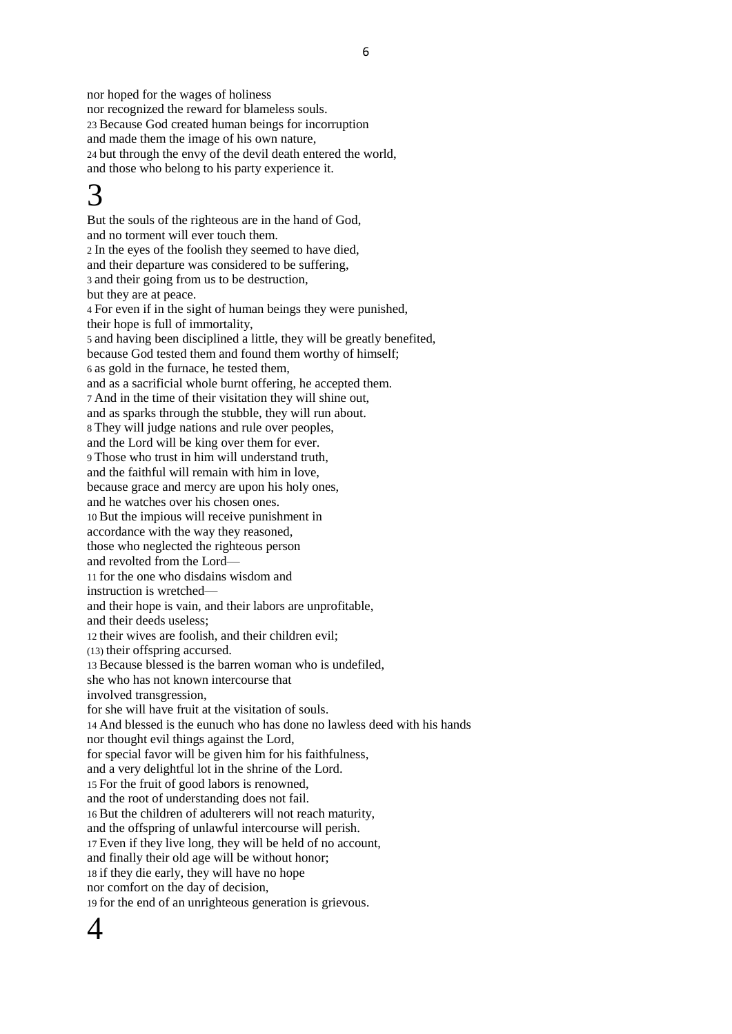nor hoped for the wages of holiness
nor recognized the reward for blameless souls.
23 Because God created human beings for incorruption
and made them the image of his own nature,
24 but through the envy of the devil death entered the world,
and those who belong to his party experience it.

# 3

But the souls of the righteous are in the hand of God,
and no torment will ever touch them.
2 In the eyes of the foolish they seemed to have died,
and their departure was considered to be suffering,
3 and their going from us to be destruction,
but they are at peace.
4 For even if in the sight of human beings they were punished,
their hope is full of immortality,
5 and having been disciplined a little, they will be greatly benefited,
because God tested them and found them worthy of himself;
6 as gold in the furnace, he tested them,
and as a sacrificial whole burnt offering, he accepted them.
7 And in the time of their visitation they will shine out,
and as sparks through the stubble, they will run about.
8 They will judge nations and rule over peoples,
and the Lord will be king over them for ever.
9 Those who trust in him will understand truth,
and the faithful will remain with him in love,
because grace and mercy are upon his holy ones,
and he watches over his chosen ones.
10 But the impious will receive punishment in
accordance with the way they reasoned,
those who neglected the righteous person
and revolted from the Lord—
11 for the one who disdains wisdom and
instruction is wretched—
and their hope is vain, and their labors are unprofitable,
and their deeds useless;
12 their wives are foolish, and their children evil;
(13) their offspring accursed.
13 Because blessed is the barren woman who is undefiled,
she who has not known intercourse that
involved transgression,
for she will have fruit at the visitation of souls.
14 And blessed is the eunuch who has done no lawless deed with his hands
nor thought evil things against the Lord,
for special favor will be given him for his faithfulness,
and a very delightful lot in the shrine of the Lord.
15 For the fruit of good labors is renowned,
and the root of understanding does not fail.
16 But the children of adulterers will not reach maturity,
and the offspring of unlawful intercourse will perish.
17 Even if they live long, they will be held of no account,
and finally their old age will be without honor;
18 if they die early, they will have no hope
nor comfort on the day of decision,
19 for the end of an unrighteous generation is grievous.

# 4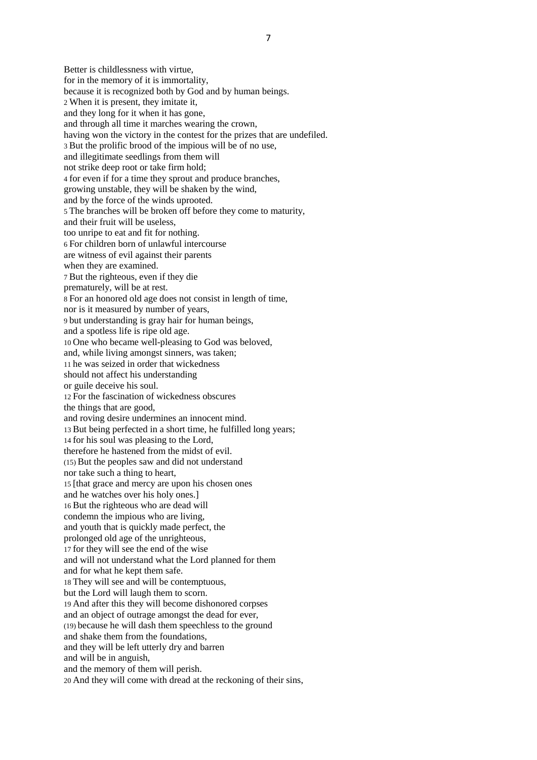Better is childlessness with virtue,
for in the memory of it is immortality,
because it is recognized both by God and by human beings.
2 When it is present, they imitate it,
and they long for it when it has gone,
and through all time it marches wearing the crown,
having won the victory in the contest for the prizes that are undefiled.
3 But the prolific brood of the impious will be of no use,
and illegitimate seedlings from them will
not strike deep root or take firm hold;
4 for even if for a time they sprout and produce branches,
growing unstable, they will be shaken by the wind,
and by the force of the winds uprooted.
5 The branches will be broken off before they come to maturity,
and their fruit will be useless,
too unripe to eat and fit for nothing.
6 For children born of unlawful intercourse
are witness of evil against their parents
when they are examined.
7 But the righteous, even if they die
prematurely, will be at rest.
8 For an honored old age does not consist in length of time,
nor is it measured by number of years,
9 but understanding is gray hair for human beings,
and a spotless life is ripe old age.
10 One who became well-pleasing to God was beloved,
and, while living amongst sinners, was taken;
11 he was seized in order that wickedness
should not affect his understanding
or guile deceive his soul.
12 For the fascination of wickedness obscures
the things that are good,
and roving desire undermines an innocent mind.
13 But being perfected in a short time, he fulfilled long years;
14 for his soul was pleasing to the Lord,
therefore he hastened from the midst of evil.
(15) But the peoples saw and did not understand
nor take such a thing to heart,
15 [that grace and mercy are upon his chosen ones
and he watches over his holy ones.]
16 But the righteous who are dead will
condemn the impious who are living,
and youth that is quickly made perfect, the
prolonged old age of the unrighteous,
17 for they will see the end of the wise
and will not understand what the Lord planned for them
and for what he kept them safe.
18 They will see and will be contemptuous,
but the Lord will laugh them to scorn.
19 And after this they will become dishonored corpses
and an object of outrage amongst the dead for ever,
(19) because he will dash them speechless to the ground
and shake them from the foundations,
and they will be left utterly dry and barren
and will be in anguish,
and the memory of them will perish.
20 And they will come with dread at the reckoning of their sins,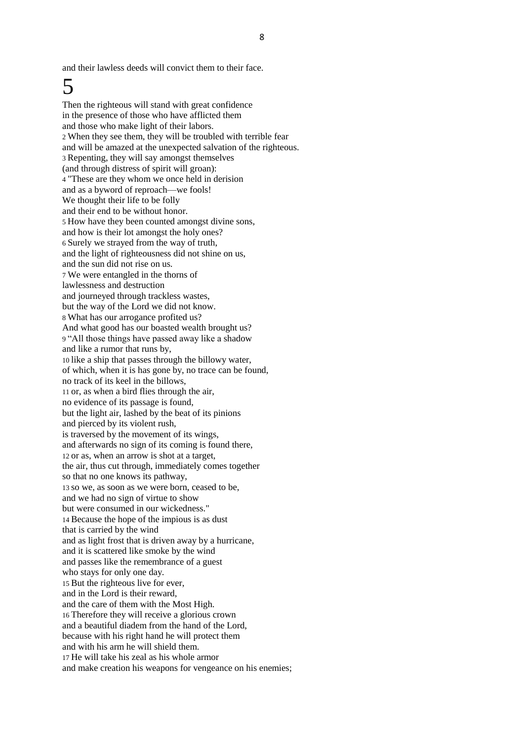and their lawless deeds will convict them to their face.

# 5

Then the righteous will stand with great confidence
in the presence of those who have afflicted them
and those who make light of their labors.
2 When they see them, they will be troubled with terrible fear
and will be amazed at the unexpected salvation of the righteous.
3 Repenting, they will say amongst themselves
(and through distress of spirit will groan):
4 "These are they whom we once held in derision
and as a byword of reproach—we fools!
We thought their life to be folly
and their end to be without honor.
5 How have they been counted amongst divine sons,
and how is their lot amongst the holy ones?
6 Surely we strayed from the way of truth,
and the light of righteousness did not shine on us,
and the sun did not rise on us.
7 We were entangled in the thorns of
lawlessness and destruction
and journeyed through trackless wastes,
but the way of the Lord we did not know.
8 What has our arrogance profited us?
And what good has our boasted wealth brought us?
9 "All those things have passed away like a shadow
and like a rumor that runs by,
10 like a ship that passes through the billowy water,
of which, when it is has gone by, no trace can be found,
no track of its keel in the billows,
11 or, as when a bird flies through the air,
no evidence of its passage is found,
but the light air, lashed by the beat of its pinions
and pierced by its violent rush,
is traversed by the movement of its wings,
and afterwards no sign of its coming is found there,
12 or as, when an arrow is shot at a target,
the air, thus cut through, immediately comes together
so that no one knows its pathway,
13 so we, as soon as we were born, ceased to be,
and we had no sign of virtue to show
but were consumed in our wickedness."
14 Because the hope of the impious is as dust
that is carried by the wind
and as light frost that is driven away by a hurricane,
and it is scattered like smoke by the wind
and passes like the remembrance of a guest
who stays for only one day.
15 But the righteous live for ever,
and in the Lord is their reward,
and the care of them with the Most High.
16 Therefore they will receive a glorious crown
and a beautiful diadem from the hand of the Lord,
because with his right hand he will protect them
and with his arm he will shield them.
17 He will take his zeal as his whole armor
and make creation his weapons for vengeance on his enemies;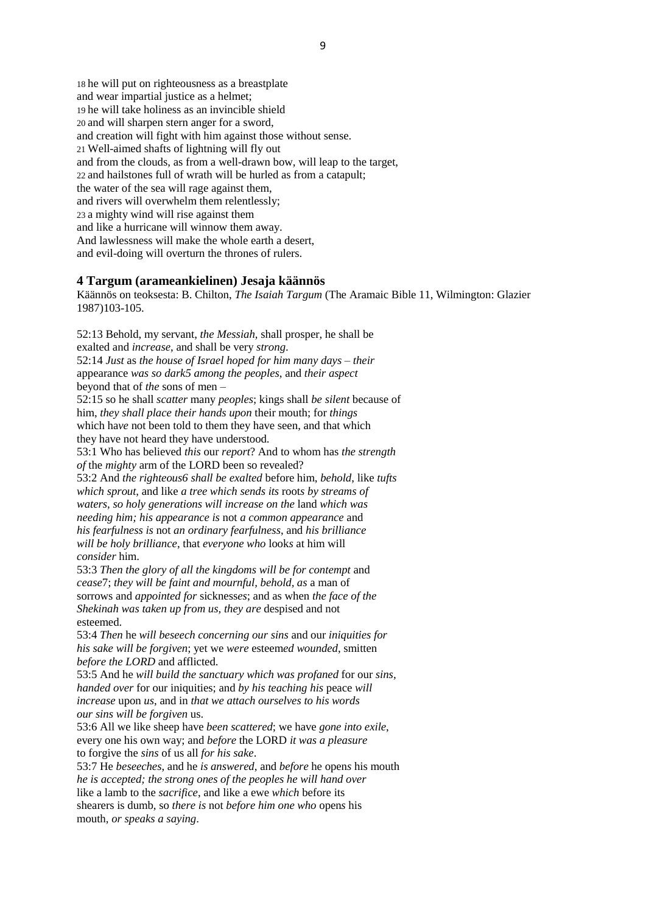18 he will put on righteousness as a breastplate
and wear impartial justice as a helmet;
19 he will take holiness as an invincible shield
20 and will sharpen stern anger for a sword,
and creation will fight with him against those without sense.
21 Well-aimed shafts of lightning will fly out
and from the clouds, as from a well-drawn bow, will leap to the target,
22 and hailstones full of wrath will be hurled as from a catapult;
the water of the sea will rage against them,
and rivers will overwhelm them relentlessly;
23 a mighty wind will rise against them
and like a hurricane will winnow them away.
And lawlessness will make the whole earth a desert,
and evil-doing will overturn the thrones of rulers.

## 4 Targum (arameankielinen) Jesaja käännös

Käännös on teoksesta: B. Chilton, *The Isaiah Targum* (The Aramaic Bible 11, Wilmington: Glazier 1987)103-105.

52:13 Behold, my servant, *the Messiah*, shall prosper, he shall be exalted and *increase*, and shall be very *strong*.
52:14 *Just* as *the house of Israel hoped for him many days* – *their* appearance *was so dark*5 *among the peoples*, and *their aspect* beyond that of *the* sons of men –
52:15 so he shall *scatter* many *peoples*; kings shall *be silent* because of him, *they shall place their hands upon* their mouth; for *things* which ha*ve* not been told to them they have seen, and that which they have not heard they have understood.
53:1 Who has believed *this* our *report*? And to whom has *the strength of* the *mighty* arm of the LORD been so revealed?
53:2 And *the righteous*6 *shall be exalted* before him, *behold*, like *tufts which sprout*, and like *a tree which sends its* root*s by streams of waters, so holy generations will increase on the* land *which was needing him; his appearance is* not *a common appearance* and *his fearfulness is* not *an ordinary fearfulness*, and *his brilliance will be holy brilliance*, that *everyone who* look*s* at him will *consider* him.
53:3 *Then the glory of all the kingdoms will be for contempt* and *cease*7; *they will be faint and mournful, behold*, *as* a man of sorrows and *appointed for* sickness*es*; and as when *the face of the Shekinah was taken up from us, they are* despised and not esteemed.
53:4 *Then* he *will beseech concerning our sins* and our *iniquities for his sake will be forgiven*; yet we *were* esteem*ed wounded*, smitten *before the LORD* and afflicted.
53:5 And he *will build the sanctuary which was profaned* for our *sins*, *handed over* for our iniquities; and *by his teaching his* peace *will increase* upon *us*, and in *that we attach ourselves to his words our sins will be forgiven* us.
53:6 All we like sheep have *been scattered*; we have *gone into exile*, every one his own way; and *before* the LORD *it was a pleasure* to forgive the *sins* of us all *for his sake*.
53:7 He *beseeches*, and he *is answered*, and *before* he open*s* his mouth *he is accepted; the strong ones of the peoples he will hand over* like a lamb to the *sacrifice*, and like a ewe *which* before its shearers is dumb, so *there is* not *before him one who* open*s* his mouth, *or speaks a saying*.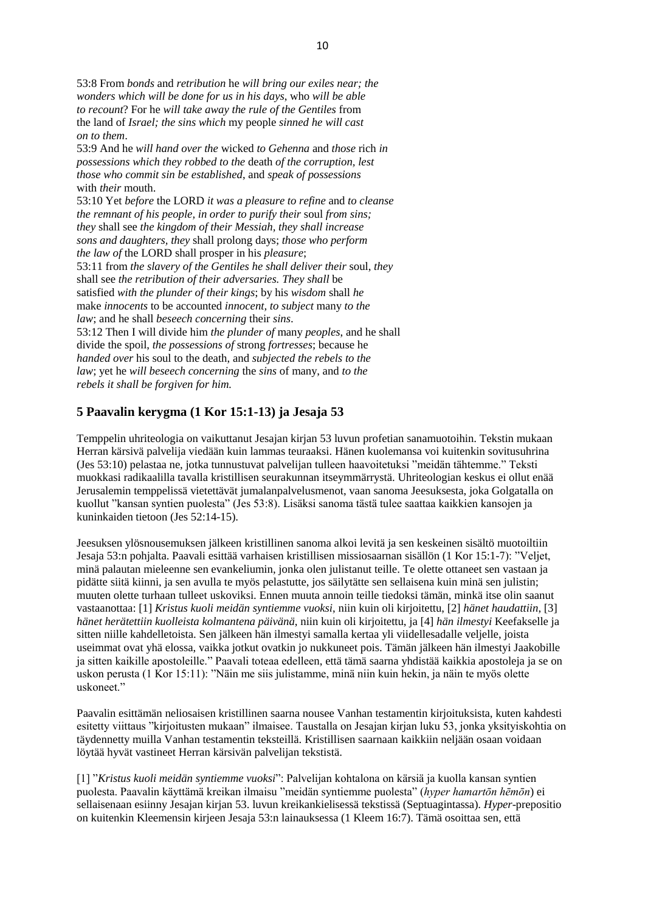53:8 From *bonds* and *retribution* he *will bring our exiles near; the wonders which will be done for us in his days*, who *will be able to recount*? For he *will take away the rule of the Gentiles* from the land of *Israel; the sins which* my people *sinned he will cast on to them*.
53:9 And he *will hand over the* wicked *to Gehenna* and *those* rich *in possessions which they robbed to the* death *of the corruption, lest those who commit sin be established*, and *speak of possessions* with *their* mouth.
53:10 Yet *before* the LORD *it was a pleasure to refine* and *to cleanse the remnant of his people, in order to purify their* soul *from sins; they* shall see *the kingdom of their Messiah, they shall increase sons and daughters, they* shall prolong days; *those who perform the law of* the LORD shall prosper in his *pleasure*;
53:11 from *the slavery of the Gentiles he shall deliver their* soul, *they* shall see *the retribution of their adversaries. They shall* be satisfied *with the plunder of their kings*; by his *wisdom* shall *he* make *innocents* to be accounted *innocent, to subject* many *to the law*; and he shall *beseech concerning* their *sins*.
53:12 Then I will divide him *the plunder of* many *peoples*, and he shall divide the spoil, *the possessions of* strong *fortresses*; because he *handed over* his soul to the death, and *subjected the rebels to the law*; yet he *will beseech concerning* the *sins* of many, and *to the rebels it shall be forgiven for him.*

## 5 Paavalin kerygma (1 Kor 15:1-13) ja Jesaja 53

Temppelin uhriteologia on vaikuttanut Jesajan kirjan 53 luvun profetian sanamuotoihin. Tekstin mukaan Herran kärsivä palvelija viedään kuin lammas teuraaksi. Hänen kuolemansa voi kuitenkin sovitusuhrina (Jes 53:10) pelastaa ne, jotka tunnustuvat palvelijan tulleen haavoitetuksi "meidän tähtemme." Teksti muokkasi radikaalilla tavalla kristillisen seurakunnan itseymmärrystä. Uhriteologian keskus ei ollut enää Jerusalemin temppelissä vietettävät jumalanpalvelusmenot, vaan sanoma Jeesuksesta, joka Golgatalla on kuollut "kansan syntien puolesta" (Jes 53:8). Lisäksi sanoma tästä tulee saattaa kaikkien kansojen ja kuninkaiden tietoon (Jes 52:14-15).

Jeesuksen ylösnousemuksen jälkeen kristillinen sanoma alkoi levitä ja sen keskeinen sisältö muotoiltiin Jesaja 53:n pohjalta. Paavali esittää varhaisen kristillisen missiosaarnan sisällön (1 Kor 15:1-7): "Veljet, minä palautan mieleenne sen evankeliumin, jonka olen julistanut teille. Te olette ottaneet sen vastaan ja pidätte siitä kiinni, ja sen avulla te myös pelastutte, jos säilytätte sen sellaisena kuin minä sen julistin; muuten olette turhaan tulleet uskoviksi. Ennen muuta annoin teille tiedoksi tämän, minkä itse olin saanut vastaanottaa: [1] *Kristus kuoli meidän syntiemme vuoksi*, niin kuin oli kirjoitettu, [2] *hänet haudattiin*, [3] *hänet herätettiin kuolleista kolmantena päivänä*, niin kuin oli kirjoitettu, ja [4] *hän ilmestyi* Keefakselle ja sitten niille kahdelletoista. Sen jälkeen hän ilmestyi samalla kertaa yli viidellesadalle veljelle, joista useimmat ovat yhä elossa, vaikka jotkut ovatkin jo nukkuneet pois. Tämän jälkeen hän ilmestyi Jaakobille ja sitten kaikille apostoleille." Paavali toteaa edelleen, että tämä saarna yhdistää kaikkia apostoleja ja se on uskon perusta (1 Kor 15:11): "Näin me siis julistamme, minä niin kuin hekin, ja näin te myös olette uskoneet."

Paavalin esittämän neliosaisen kristillinen saarna nousee Vanhan testamentin kirjoituksista, kuten kahdesti esitetty viittaus "kirjoitusten mukaan" ilmaisee. Taustalla on Jesajan kirjan luku 53, jonka yksityiskohtia on täydennetty muilla Vanhan testamentin teksteillä. Kristillisen saarnaan kaikkiin neljään osaan voidaan löytää hyvät vastineet Herran kärsivän palvelijan tekstistä.

[1] "*Kristus kuoli meidän syntiemme vuoksi*": Palvelijan kohtalona on kärsiä ja kuolla kansan syntien puolesta. Paavalin käyttämä kreikan ilmaisu "meidän syntiemme puolesta" (*hyper hamartōn hēmōn*) ei sellaisenaan esiinny Jesajan kirjan 53. luvun kreikankielisessä tekstissä (Septuagintassa). *Hyper*-prepositio on kuitenkin Kleemensin kirjeen Jesaja 53:n lainauksessa (1 Kleem 16:7). Tämä osoittaa sen, että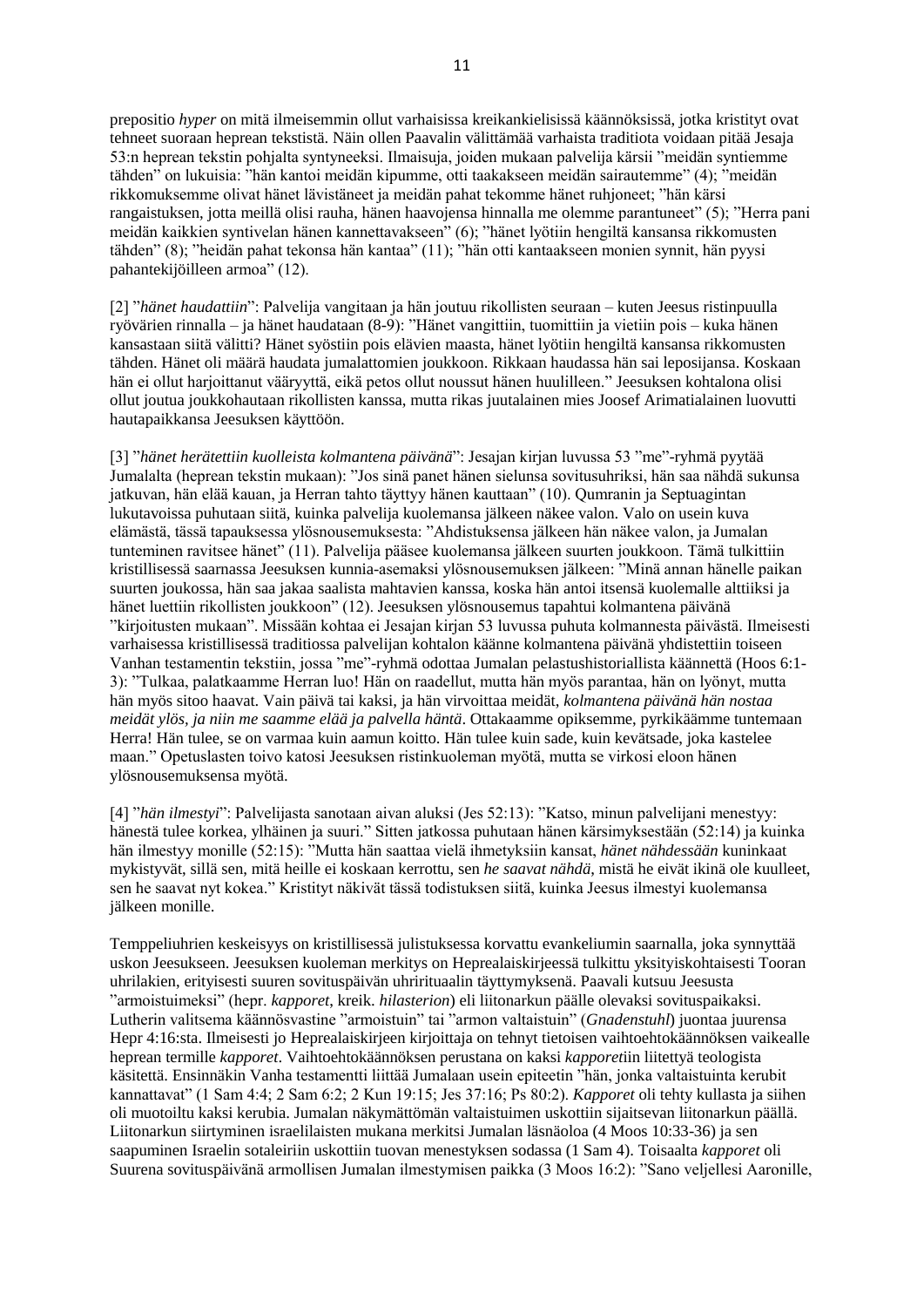prepositio *hyper* on mitä ilmeisemmin ollut varhaisissa kreikankielisissä käännöksissä, jotka kristityt ovat tehneet suoraan heprean tekstistä. Näin ollen Paavalin välittämää varhaista traditiota voidaan pitää Jesaja 53:n heprean tekstin pohjalta syntyneeksi. Ilmaisuja, joiden mukaan palvelija kärsii "meidän syntiemme" tähden" on lukuisia: "hän kantoi meidän kipumme, otti taakakseen meidän sairautemme" (4); "meidän rikkomuksemme olivat hänet lävistäneet ja meidän pahat tekomme hänet ruhjoneet; "hän kärsi rangaistuksen, jotta meillä olisi rauha, hänen haavojensa hinnalla me olemme parantuneet" (5); "Herra pani meidän kaikkien syntivelan hänen kannettavakseen" (6); "hänet lyötiin hengiltä kansansa rikkomusten tähden" (8); "heidän pahat tekonsa hän kantaa" (11); "hän otti kantaakseen monien synnit, hän pyysi pahantekijöilleen armoa" (12).

[2] "*hänet haudattiin*": Palvelija vangitaan ja hän joutuu rikollisten seuraan – kuten Jeesus ristinpuulla ryövärien rinnalla – ja hänet haudataan (8-9): "Hänet vangittiin, tuomittiin ja vietiin pois – kuka hänen kansastaan siitä välitti? Hänet syöstiin pois elävien maasta, hänet lyötiin hengiltä kansansa rikkomusten tähden. Hänet oli määrä haudata jumalattomien joukkoon. Rikkaan haudassa hän sai leposijansa. Koskaan hän ei ollut harjoittanut vääryyttä, eikä petos ollut noussut hänen huulilleen." Jeesuksen kohtalona olisi ollut joutua joukkohautaan rikollisten kanssa, mutta rikas juutalainen mies Joosef Arimatialainen luovutti hautapaikkansa Jeesuksen käyttöön.

[3] "*hänet herätettiin kuolleista kolmantena päivänä*": Jesajan kirjan luvussa 53 "me"-ryhmä pyytää Jumalalta (heprean tekstin mukaan): "Jos sinä panet hänen sielunsa sovitusuhriksi, hän saa nähdä sukunsa jatkuvan, hän elää kauan, ja Herran tahto täyttyy hänen kauttaan" (10). Qumranin ja Septuagintan lukutavoissa puhutaan siitä, kuinka palvelija kuolemansa jälkeen näkee valon. Valo on usein kuva elämästä, tässä tapauksessa ylösnousemuksesta: "Ahdistuksensa jälkeen hän näkee valon, ja Jumalan tunteminen ravitsee hänet" (11). Palvelija pääsee kuolemansa jälkeen suurten joukkoon. Tämä tulkittiin kristillisessä saarnassa Jeesuksen kunnia-asemaksi ylösnousemuksen jälkeen: "Minä annan hänelle paikan suurten joukossa, hän saa jakaa saalista mahtavien kanssa, koska hän antoi itsensä kuolemalle alttiiksi ja hänet luettiin rikollisten joukkoon" (12). Jeesuksen ylösnousemus tapahtui kolmantena päivänä "kirjoitusten mukaan". Missään kohtaa ei Jesajan kirjan 53 luvussa puhuta kolmannesta päivästä. Ilmeisesti varhaisessa kristillisessä traditiossa palvelijan kohtalon käänne kolmantena päivänä yhdistettiin toiseen Vanhan testamentin tekstiin, jossa "me"-ryhmä odottaa Jumalan pelastushistoriallista käännettä (Hoos 6:1-3): "Tulkaa, palatkaamme Herran luo! Hän on raadellut, mutta hän myös parantaa, hän on lyönyt, mutta hän myös sitoo haavat. Vain päivä tai kaksi, ja hän virvoittaa meidät, *kolmantena päivänä hän nostaa meidät ylös, ja niin me saamme elää ja palvella häntä*. Ottakaamme opiksemme, pyrkikäämme tuntemaan Herra! Hän tulee, se on varmaa kuin aamun koitto. Hän tulee kuin sade, kuin kevätsade, joka kastelee maan." Opetuslasten toivo katosi Jeesuksen ristinkuoleman myötä, mutta se virkosi eloon hänen ylösnousemuksensa myötä.

[4] "*hän ilmestyi*": Palvelijasta sanotaan aivan aluksi (Jes 52:13): "Katso, minun palvelijani menestyy: hänestä tulee korkea, ylhäinen ja suuri." Sitten jatkossa puhutaan hänen kärsimyksestään (52:14) ja kuinka hän ilmestyy monille (52:15): "Mutta hän saattaa vielä ihmetyksiin kansat, *hänet nähdessään* kuninkaat mykistyvät, sillä sen, mitä heille ei koskaan kerrottu, sen *he saavat nähdä*, mistä he eivät ikinä ole kuulleet, sen he saavat nyt kokea." Kristityt näkivät tässä todistuksen siitä, kuinka Jeesus ilmestyi kuolemansa jälkeen monille.

Temppeliuhrien keskeisyys on kristillisessä julistuksessa korvattu evankeliumin saarnalla, joka synnyttää uskon Jeesukseen. Jeesuksen kuoleman merkitys on Heprealaiskirjeessä tulkittu yksityiskohtaisesti Tooran uhrilakien, erityisesti suuren sovituspäivän uhrirituaalin täyttymyksenä. Paavali kutsuu Jeesusta "armoistuimeksi" (hepr. *kapporet*, kreik. *hilasterion*) eli liitonarkun päälle olevaksi sovituspaikaksi. Lutherin valitsema käännösvastine "armoistuin" tai "armon valtaistuin" (*Gnadenstuhl*) juontaa juurensa Hepr 4:16:sta. Ilmeisesti jo Heprealaiskirjeen kirjoittaja on tehnyt tietoisen vaihtoehtokäännöksen vaikealle heprean termille *kapporet*. Vaihtoehtokäännöksen perustana on kaksi *kapporet*iin liitettyä teologista käsitettä. Ensinnäkin Vanha testamentti liittää Jumalaan usein epiteetin "hän, jonka valtaistuinta kerubit kannattavat" (1 Sam 4:4; 2 Sam 6:2; 2 Kun 19:15; Jes 37:16; Ps 80:2). *Kapporet* oli tehty kullasta ja siihen oli muotoiltu kaksi kerubia. Jumalan näkymättömän valtaistuimen uskottiin sijaitsevan liitonarkun päällä. Liitonarkun siirtyminen israelilaisten mukana merkitsi Jumalan läsnäoloa (4 Moos 10:33-36) ja sen saapuminen Israelin sotaleiriin uskottiin tuovan menestyksen sodassa (1 Sam 4). Toisaalta *kapporet* oli Suurena sovituspäivänä armollisen Jumalan ilmestymisen paikka (3 Moos 16:2): "Sano veljellesi Aaronille,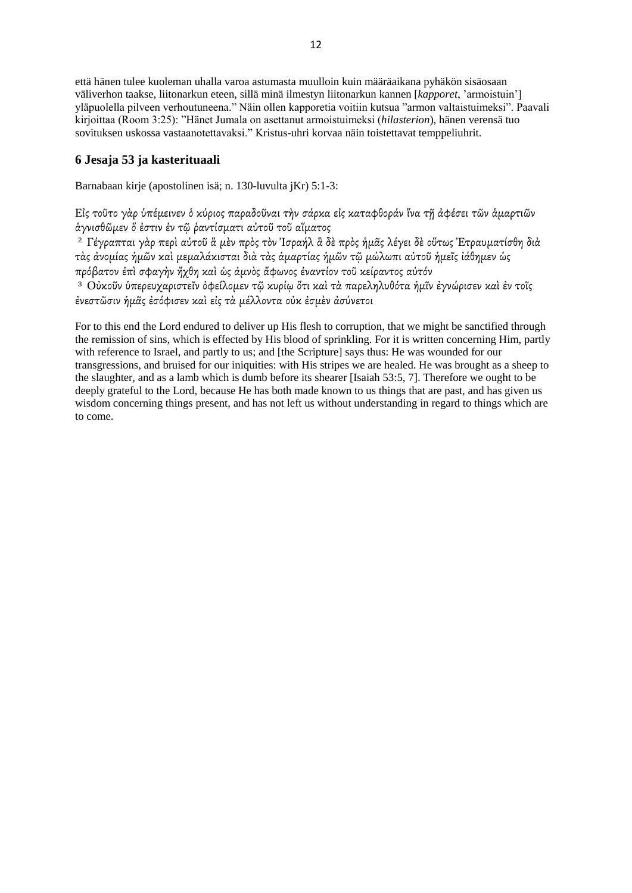että hänen tulee kuoleman uhalla varoa astumasta muulloin kuin määräaikana pyhäkön sisäosaan väliverhon taakse, liitonarkun eteen, sillä minä ilmestyn liitonarkun kannen [*kapporet*, 'armoistuin'] yläpuolella pilveen verhoutuneena." Näin ollen kapporetia voitiin kutsua "armon valtaistuimeksi". Paavali kirjoittaa (Room 3:25): "Hänet Jumala on asettanut armoistuimeksi (*hilasterion*), hänen verensä tuo sovituksen uskossa vastaanotettavaksi." Kristus-uhri korvaa näin toistettavat temppeliuhrit.

## 6 Jesaja 53 ja kasterituaali

Barnabaan kirje (apostolinen isä; n. 130-luvulta jKr) 5:1-3:

Εἰς τοῦτο γὰρ ὑπέμεινεν ὁ κύριος παραδοῦναι τὴν σάρκα εἰς καταφθοράν ἵνα τῇ ἀφέσει τῶν ἁμαρτιῶν ἁγνισθῶμεν ὅ ἐστιν ἐν τῷ ῥαντίσματι αὐτοῦ τοῦ αἵματος
[2] Γέγραπται γὰρ περὶ αὐτοῦ ἃ μὲν πρὸς τὸν Ἰσραήλ ἃ δὲ πρὸς ἡμᾶς λέγει δὲ οὕτως Ἐτραυματίσθη διὰ τὰς ἀνομίας ἡμῶν καὶ μεμαλάκισται διὰ τὰς ἁμαρτίας ἡμῶν τῷ μώλωπι αὐτοῦ ἡμεῖς ἰάθημεν ὡς πρόβατον ἐπὶ σφαγὴν ἤχθη καὶ ὡς ἀμνὸς ἄφωνος ἐναντίον τοῦ κείραντος αὐτόν
[3] Οὐκοῦν ὑπερευχαριστεῖν ὀφείλομεν τῷ κυρίῳ ὅτι καὶ τὰ παρεληλυθότα ἡμῖν ἐγνώρισεν καὶ ἐν τοῖς ἐνεστῶσιν ἡμᾶς ἐσόφισεν καὶ εἰς τὰ μέλλοντα οὐκ ἐσμὲν ἀσύνετοι

For to this end the Lord endured to deliver up His flesh to corruption, that we might be sanctified through the remission of sins, which is effected by His blood of sprinkling. For it is written concerning Him, partly with reference to Israel, and partly to us; and [the Scripture] says thus: He was wounded for our transgressions, and bruised for our iniquities: with His stripes we are healed. He was brought as a sheep to the slaughter, and as a lamb which is dumb before its shearer [Isaiah 53:5, 7]. Therefore we ought to be deeply grateful to the Lord, because He has both made known to us things that are past, and has given us wisdom concerning things present, and has not left us without understanding in regard to things which are to come.